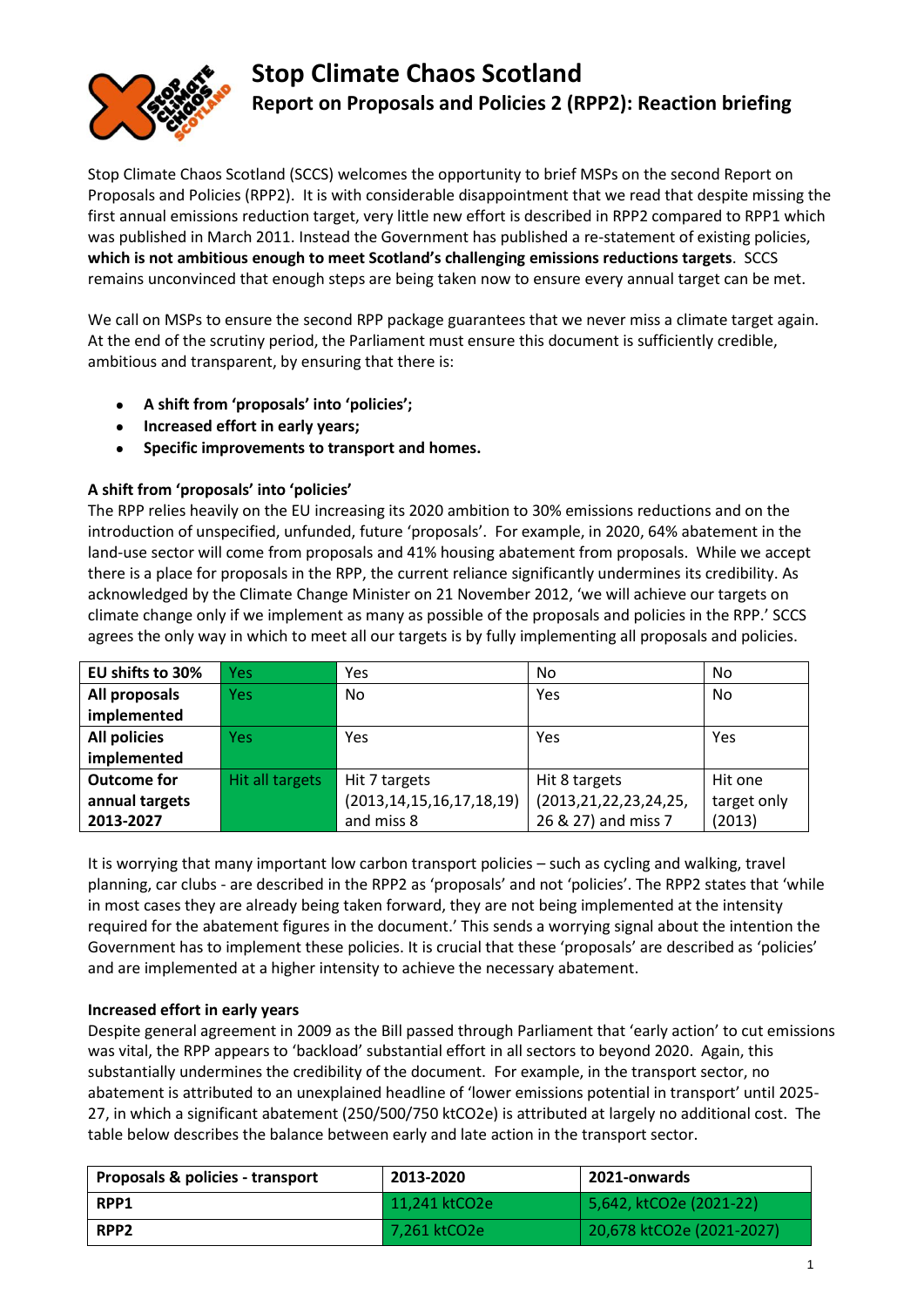# Stop Climate Chaos Scotland

## Report on Proposals and Policies 2 (RPP2): Reaction briefing

Stop Climate Chaos Scotland (SCCS) welcomes the opportunity to brief MSPs on the second Report on Proposals and Policies (RPP2). It is with considerable disappointment that we read that despite missing the first annual emissions reduction target, very little new effort is described in RPP2 compared to RPP1 which was published in March 2011. Instead the Government has published a re-statement of existing policies, **which is not ambitious enough to meet Scotland's challenging emissions reductions targets**. SCCS remains unconvinced that enough steps are being taken now to ensure every annual target can be met.

We call on MSPs to ensure the second RPP package guarantees that we never miss a climate target again. At the end of the scrutiny period, the Parliament must ensure this document is sufficiently credible, ambitious and transparent, by ensuring that there is:

- **A shift from 'proposals' into 'policies';**
- **Increased effort in early years;**
- **Specific improvements to transport and homes.**

### A shift from 'proposals' into 'policies'

The RPP relies heavily on the EU increasing its 2020 ambition to 30% emissions reductions and on the introduction of unspecified, unfunded, future 'proposals'. For example, in 2020, 64% abatement in the land-use sector will come from proposals and 41% housing abatement from proposals. While we accept there is a place for proposals in the RPP, the current reliance significantly undermines its credibility. As acknowledged by the Climate Change Minister on 21 November 2012, 'we will achieve our targets on climate change only if we implement as many as possible of the proposals and policies in the RPP.' SCCS agrees the only way in which to meet all our targets is by fully implementing all proposals and policies.

| **EU shifts to 30%** | Yes | Yes | No | No |
|---|---|---|---|---|
| **All proposals implemented** | Yes | No | Yes | No |
| **All policies implemented** | Yes | Yes | Yes | Yes |
| **Outcome for annual targets 2013-2027** | Hit all targets | Hit 7 targets (2013,14,15,16,17,18,19) and miss 8 | Hit 8 targets (2013,21,22,23,24,25, 26 & 27) and miss 7 | Hit one target only (2013) |

It is worrying that many important low carbon transport policies – such as cycling and walking, travel planning, car clubs - are described in the RPP2 as 'proposals' and not 'policies'. The RPP2 states that 'while in most cases they are already being taken forward, they are not being implemented at the intensity required for the abatement figures in the document.' This sends a worrying signal about the intention the Government has to implement these policies. It is crucial that these 'proposals' are described as 'policies' and are implemented at a higher intensity to achieve the necessary abatement.

### Increased effort in early years

Despite general agreement in 2009 as the Bill passed through Parliament that 'early action' to cut emissions was vital, the RPP appears to 'backload' substantial effort in all sectors to beyond 2020. Again, this substantially undermines the credibility of the document. For example, in the transport sector, no abatement is attributed to an unexplained headline of 'lower emissions potential in transport' until 2025-27, in which a significant abatement (250/500/750 ktCO2e) is attributed at largely no additional cost. The table below describes the balance between early and late action in the transport sector.

| Proposals & policies - transport | 2013-2020 | 2021-onwards |
|---|---|---|
| RPP1 | 11,241 ktCO2e | 5,642, ktCO2e (2021-22) |
| RPP2 | 7,261 ktCO2e | 20,678 ktCO2e (2021-2027) |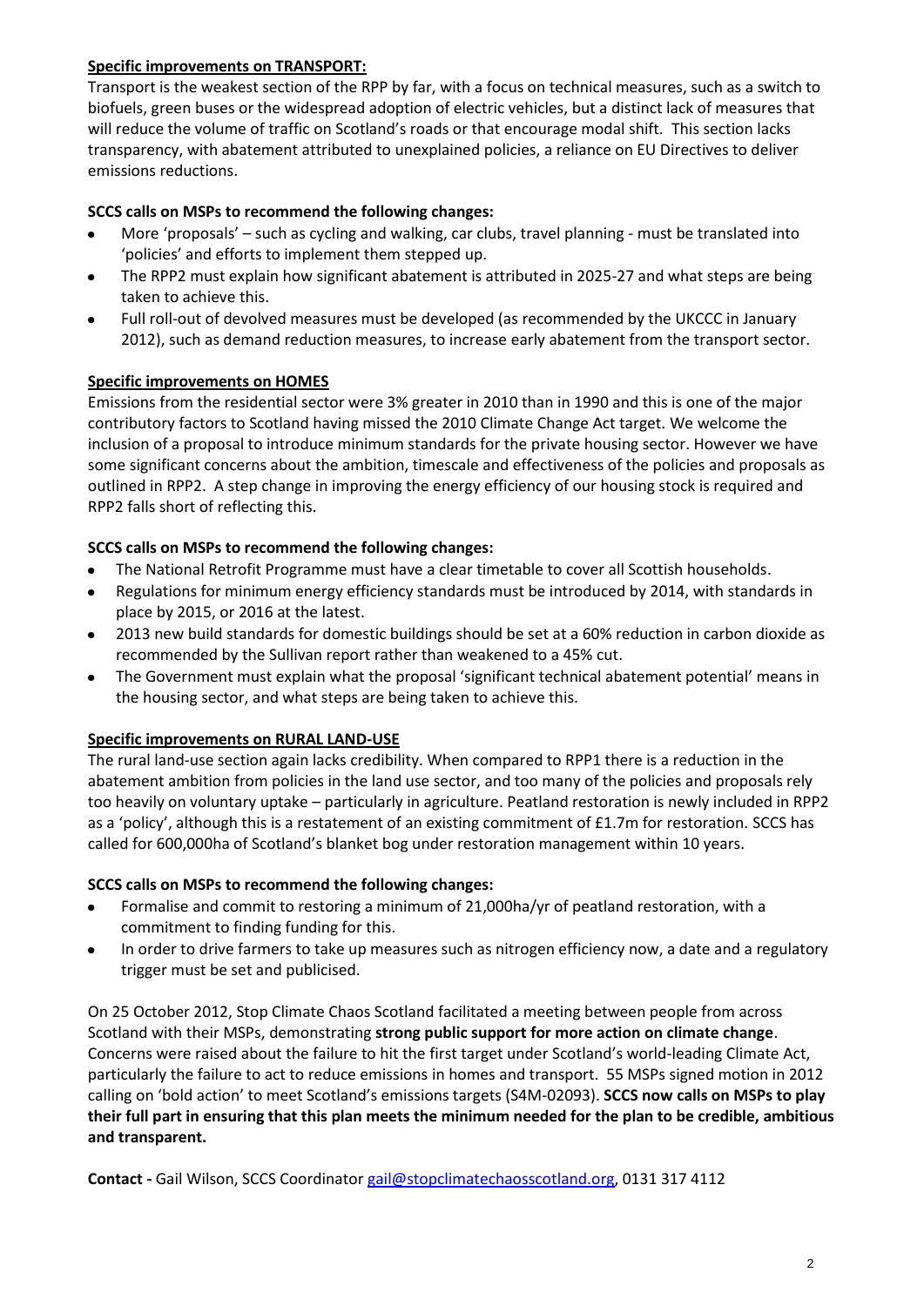**<u>Specific improvements on TRANSPORT:</u>**

Transport is the weakest section of the RPP by far, with a focus on technical measures, such as a switch to biofuels, green buses or the widespread adoption of electric vehicles, but a distinct lack of measures that will reduce the volume of traffic on Scotland's roads or that encourage modal shift. This section lacks transparency, with abatement attributed to unexplained policies, a reliance on EU Directives to deliver emissions reductions.

**SCCS calls on MSPs to recommend the following changes:**

- More 'proposals' – such as cycling and walking, car clubs, travel planning - must be translated into 'policies' and efforts to implement them stepped up.
- The RPP2 must explain how significant abatement is attributed in 2025-27 and what steps are being taken to achieve this.
- Full roll-out of devolved measures must be developed (as recommended by the UKCCC in January 2012), such as demand reduction measures, to increase early abatement from the transport sector.

**<u>Specific improvements on HOMES</u>**

Emissions from the residential sector were 3% greater in 2010 than in 1990 and this is one of the major contributory factors to Scotland having missed the 2010 Climate Change Act target. We welcome the inclusion of a proposal to introduce minimum standards for the private housing sector. However we have some significant concerns about the ambition, timescale and effectiveness of the policies and proposals as outlined in RPP2. A step change in improving the energy efficiency of our housing stock is required and RPP2 falls short of reflecting this.

**SCCS calls on MSPs to recommend the following changes:**

- The National Retrofit Programme must have a clear timetable to cover all Scottish households.
- Regulations for minimum energy efficiency standards must be introduced by 2014, with standards in place by 2015, or 2016 at the latest.
- 2013 new build standards for domestic buildings should be set at a 60% reduction in carbon dioxide as recommended by the Sullivan report rather than weakened to a 45% cut.
- The Government must explain what the proposal 'significant technical abatement potential' means in the housing sector, and what steps are being taken to achieve this.

**<u>Specific improvements on RURAL LAND-USE</u>**

The rural land-use section again lacks credibility. When compared to RPP1 there is a reduction in the abatement ambition from policies in the land use sector, and too many of the policies and proposals rely too heavily on voluntary uptake – particularly in agriculture. Peatland restoration is newly included in RPP2 as a 'policy', although this is a restatement of an existing commitment of £1.7m for restoration. SCCS has called for 600,000ha of Scotland's blanket bog under restoration management within 10 years.

**SCCS calls on MSPs to recommend the following changes:**

- Formalise and commit to restoring a minimum of 21,000ha/yr of peatland restoration, with a commitment to finding funding for this.
- In order to drive farmers to take up measures such as nitrogen efficiency now, a date and a regulatory trigger must be set and publicised.

On 25 October 2012, Stop Climate Chaos Scotland facilitated a meeting between people from across Scotland with their MSPs, demonstrating **strong public support for more action on climate change**. Concerns were raised about the failure to hit the first target under Scotland's world-leading Climate Act, particularly the failure to act to reduce emissions in homes and transport. 55 MSPs signed motion in 2012 calling on 'bold action' to meet Scotland's emissions targets (S4M-02093). **SCCS now calls on MSPs to play their full part in ensuring that this plan meets the minimum needed for the plan to be credible, ambitious and transparent.**

**Contact -** Gail Wilson, SCCS Coordinator gail@stopclimatechaosscotland.org, 0131 317 4112